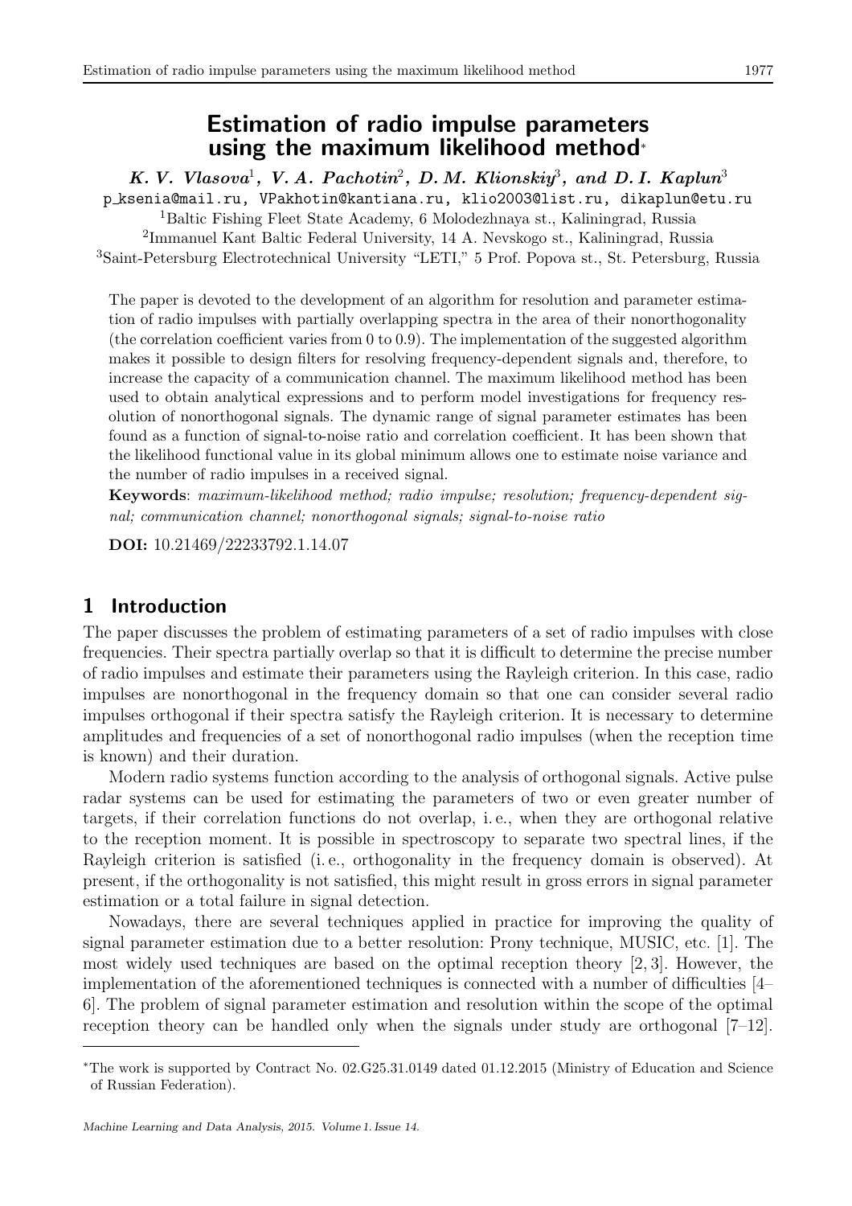# Estimation of radio impulse parameters using the maximum likelihood method*

***K. V. Vlasova*[1], *V. A. Pachotin*[2], *D. M. Klionskiy*[3], and *D. I. Kaplun*[3]**

p_ksenia@mail.ru, VPakhotin@kantiana.ru, klio2003@list.ru, dikaplun@etu.ru

[1]Baltic Fishing Fleet State Academy, 6 Molodezhnaya st., Kaliningrad, Russia

[2]Immanuel Kant Baltic Federal University, 14 A. Nevskogo st., Kaliningrad, Russia

[3]Saint-Petersburg Electrotechnical University "LETI," 5 Prof. Popova st., St. Petersburg, Russia

The paper is devoted to the development of an algorithm for resolution and parameter estimation of radio impulses with partially overlapping spectra in the area of their nonorthogonality (the correlation coefficient varies from 0 to 0.9). The implementation of the suggested algorithm makes it possible to design filters for resolving frequency-dependent signals and, therefore, to increase the capacity of a communication channel. The maximum likelihood method has been used to obtain analytical expressions and to perform model investigations for frequency resolution of nonorthogonal signals. The dynamic range of signal parameter estimates has been found as a function of signal-to-noise ratio and correlation coefficient. It has been shown that the likelihood functional value in its global minimum allows one to estimate noise variance and the number of radio impulses in a received signal.

**Keywords**: *maximum-likelihood method; radio impulse; resolution; frequency-dependent signal; communication channel; nonorthogonal signals; signal-to-noise ratio*

**DOI:** 10.21469/22233792.1.14.07

## 1 Introduction

The paper discusses the problem of estimating parameters of a set of radio impulses with close frequencies. Their spectra partially overlap so that it is difficult to determine the precise number of radio impulses and estimate their parameters using the Rayleigh criterion. In this case, radio impulses are nonorthogonal in the frequency domain so that one can consider several radio impulses orthogonal if their spectra satisfy the Rayleigh criterion. It is necessary to determine amplitudes and frequencies of a set of nonorthogonal radio impulses (when the reception time is known) and their duration.

Modern radio systems function according to the analysis of orthogonal signals. Active pulse radar systems can be used for estimating the parameters of two or even greater number of targets, if their correlation functions do not overlap, i. e., when they are orthogonal relative to the reception moment. It is possible in spectroscopy to separate two spectral lines, if the Rayleigh criterion is satisfied (i. e., orthogonality in the frequency domain is observed). At present, if the orthogonality is not satisfied, this might result in gross errors in signal parameter estimation or a total failure in signal detection.

Nowadays, there are several techniques applied in practice for improving the quality of signal parameter estimation due to a better resolution: Prony technique, MUSIC, etc. [1]. The most widely used techniques are based on the optimal reception theory [2, 3]. However, the implementation of the aforementioned techniques is connected with a number of difficulties [4–6]. The problem of signal parameter estimation and resolution within the scope of the optimal reception theory can be handled only when the signals under study are orthogonal [7–12].

*The work is supported by Contract No. 02.G25.31.0149 dated 01.12.2015 (Ministry of Education and Science of Russian Federation).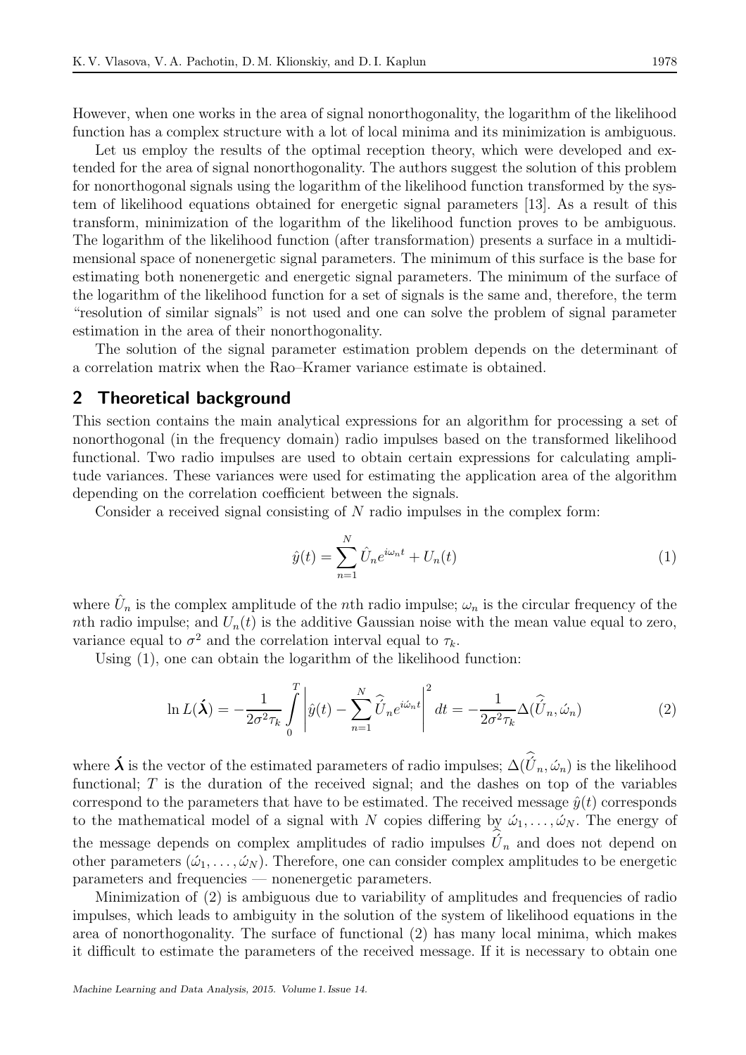However, when one works in the area of signal nonorthogonality, the logarithm of the likelihood function has a complex structure with a lot of local minima and its minimization is ambiguous.

Let us employ the results of the optimal reception theory, which were developed and extended for the area of signal nonorthogonality. The authors suggest the solution of this problem for nonorthogonal signals using the logarithm of the likelihood function transformed by the system of likelihood equations obtained for energetic signal parameters [13]. As a result of this transform, minimization of the logarithm of the likelihood function proves to be ambiguous. The logarithm of the likelihood function (after transformation) presents a surface in a multidimensional space of nonenergetic signal parameters. The minimum of this surface is the base for estimating both nonenergetic and energetic signal parameters. The minimum of the surface of the logarithm of the likelihood function for a set of signals is the same and, therefore, the term "resolution of similar signals" is not used and one can solve the problem of signal parameter estimation in the area of their nonorthogonality.

The solution of the signal parameter estimation problem depends on the determinant of a correlation matrix when the Rao–Kramer variance estimate is obtained.

## 2 Theoretical background

This section contains the main analytical expressions for an algorithm for processing a set of nonorthogonal (in the frequency domain) radio impulses based on the transformed likelihood functional. Two radio impulses are used to obtain certain expressions for calculating amplitude variances. These variances were used for estimating the application area of the algorithm depending on the correlation coefficient between the signals.

Consider a received signal consisting of $N$ radio impulses in the complex form:

$$\hat{y}(t) = \sum_{n=1}^{N} \hat{U}_n e^{i\omega_n t} + U_n(t) \tag{1}$$

where $\hat{U}_n$ is the complex amplitude of the $n$th radio impulse; $\omega_n$ is the circular frequency of the $n$th radio impulse; and $U_n(t)$ is the additive Gaussian noise with the mean value equal to zero, variance equal to $\sigma^2$ and the correlation interval equal to $\tau_k$.

Using (1), one can obtain the logarithm of the likelihood function:

$$\ln L(\acute{\boldsymbol{\lambda}}) = -\frac{1}{2\sigma^2 \tau_k} \int_0^T \left| \hat{y}(t) - \sum_{n=1}^{N} \widehat{\acute{U}}_n e^{i\acute{\omega}_n t} \right|^2 dt = -\frac{1}{2\sigma^2 \tau_k} \Delta(\widehat{\acute{U}}_n, \acute{\omega}_n) \tag{2}$$

where $\acute{\boldsymbol{\lambda}}$ is the vector of the estimated parameters of radio impulses; $\Delta(\widehat{\acute{U}}_n, \acute{\omega}_n)$ is the likelihood functional; $T$ is the duration of the received signal; and the dashes on top of the variables correspond to the parameters that have to be estimated. The received message $\hat{y}(t)$ corresponds to the mathematical model of a signal with $N$ copies differing by $\acute{\omega}_1, \ldots, \acute{\omega}_N$. The energy of the message depends on complex amplitudes of radio impulses $\widehat{\acute{U}}_n$ and does not depend on other parameters $(\acute{\omega}_1, \ldots, \acute{\omega}_N)$. Therefore, one can consider complex amplitudes to be energetic parameters and frequencies — nonenergetic parameters.

Minimization of (2) is ambiguous due to variability of amplitudes and frequencies of radio impulses, which leads to ambiguity in the solution of the system of likelihood equations in the area of nonorthogonality. The surface of functional (2) has many local minima, which makes it difficult to estimate the parameters of the received message. If it is necessary to obtain one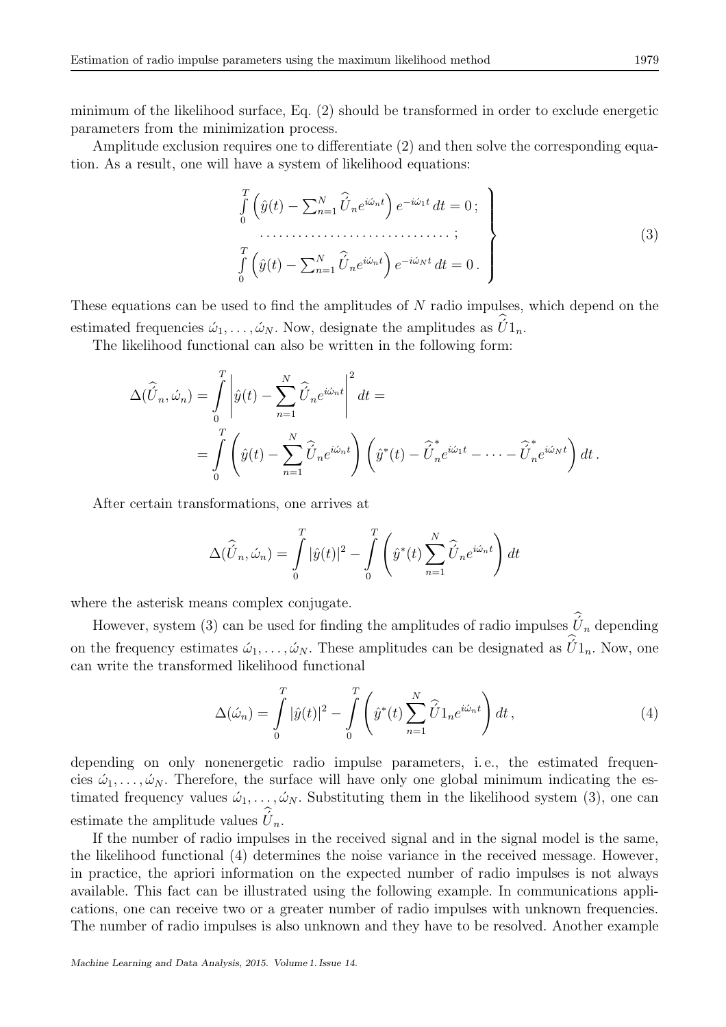minimum of the likelihood surface, Eq. (2) should be transformed in order to exclude energetic parameters from the minimization process.

Amplitude exclusion requires one to differentiate (2) and then solve the corresponding equation. As a result, one will have a system of likelihood equations:

$$
\left.
\begin{aligned}
&\int\limits_0^T \left( \hat{y}(t) - \sum_{n=1}^N \widehat{U}_n e^{i\acute{\omega}_n t} \right) e^{-i\acute{\omega}_1 t}\, dt = 0\,; \\
&\qquad \ldots\ldots\ldots\ldots\ldots\ldots\ldots\ldots\ldots\ldots\,; \\
&\int\limits_0^T \left( \hat{y}(t) - \sum_{n=1}^N \widehat{U}_n e^{i\acute{\omega}_n t} \right) e^{-i\acute{\omega}_N t}\, dt = 0\,.
\end{aligned}
\right\} \tag{3}
$$

These equations can be used to find the amplitudes of $N$ radio impulses, which depend on the estimated frequencies $\acute{\omega}_1, \ldots, \acute{\omega}_N$. Now, designate the amplitudes as $\widehat{U}1_n$.

The likelihood functional can also be written in the following form:

$$
\begin{aligned}
\Delta(\widehat{U}_n, \acute{\omega}_n) &= \int\limits_0^T \left| \hat{y}(t) - \sum_{n=1}^N \widehat{U}_n e^{i\acute{\omega}_n t} \right|^2 dt = \\
&= \int\limits_0^T \left( \hat{y}(t) - \sum_{n=1}^N \widehat{U}_n e^{i\acute{\omega}_n t} \right) \left( \hat{y}^*(t) - \widehat{U}_n^* e^{i\acute{\omega}_1 t} - \cdots - \widehat{U}_n^* e^{i\acute{\omega}_N t} \right) dt\,.
\end{aligned}
$$

After certain transformations, one arrives at

$$
\Delta(\widehat{U}_n, \acute{\omega}_n) = \int\limits_0^T |\hat{y}(t)|^2 - \int\limits_0^T \left( \hat{y}^*(t) \sum_{n=1}^N \widehat{U}_n e^{i\acute{\omega}_n t} \right) dt
$$

where the asterisk means complex conjugate.

However, system (3) can be used for finding the amplitudes of radio impulses $\widehat{\acute{U}}_n$ depending on the frequency estimates $\acute{\omega}_1, \ldots, \acute{\omega}_N$. These amplitudes can be designated as $\widehat{U}1_n$. Now, one can write the transformed likelihood functional

$$
\Delta(\acute{\omega}_n) = \int\limits_0^T |\hat{y}(t)|^2 - \int\limits_0^T \left( \hat{y}^*(t) \sum_{n=1}^N \widehat{U}1_n e^{i\acute{\omega}_n t} \right) dt\,, \tag{4}
$$

depending on only nonenergetic radio impulse parameters, i. e., the estimated frequencies $\acute{\omega}_1, \ldots, \acute{\omega}_N$. Therefore, the surface will have only one global minimum indicating the estimated frequency values $\acute{\omega}_1, \ldots, \acute{\omega}_N$. Substituting them in the likelihood system (3), one can estimate the amplitude values $\widehat{\acute{U}}_n$.

If the number of radio impulses in the received signal and in the signal model is the same, the likelihood functional (4) determines the noise variance in the received message. However, in practice, the apriori information on the expected number of radio impulses is not always available. This fact can be illustrated using the following example. In communications applications, one can receive two or a greater number of radio impulses with unknown frequencies. The number of radio impulses is also unknown and they have to be resolved. Another example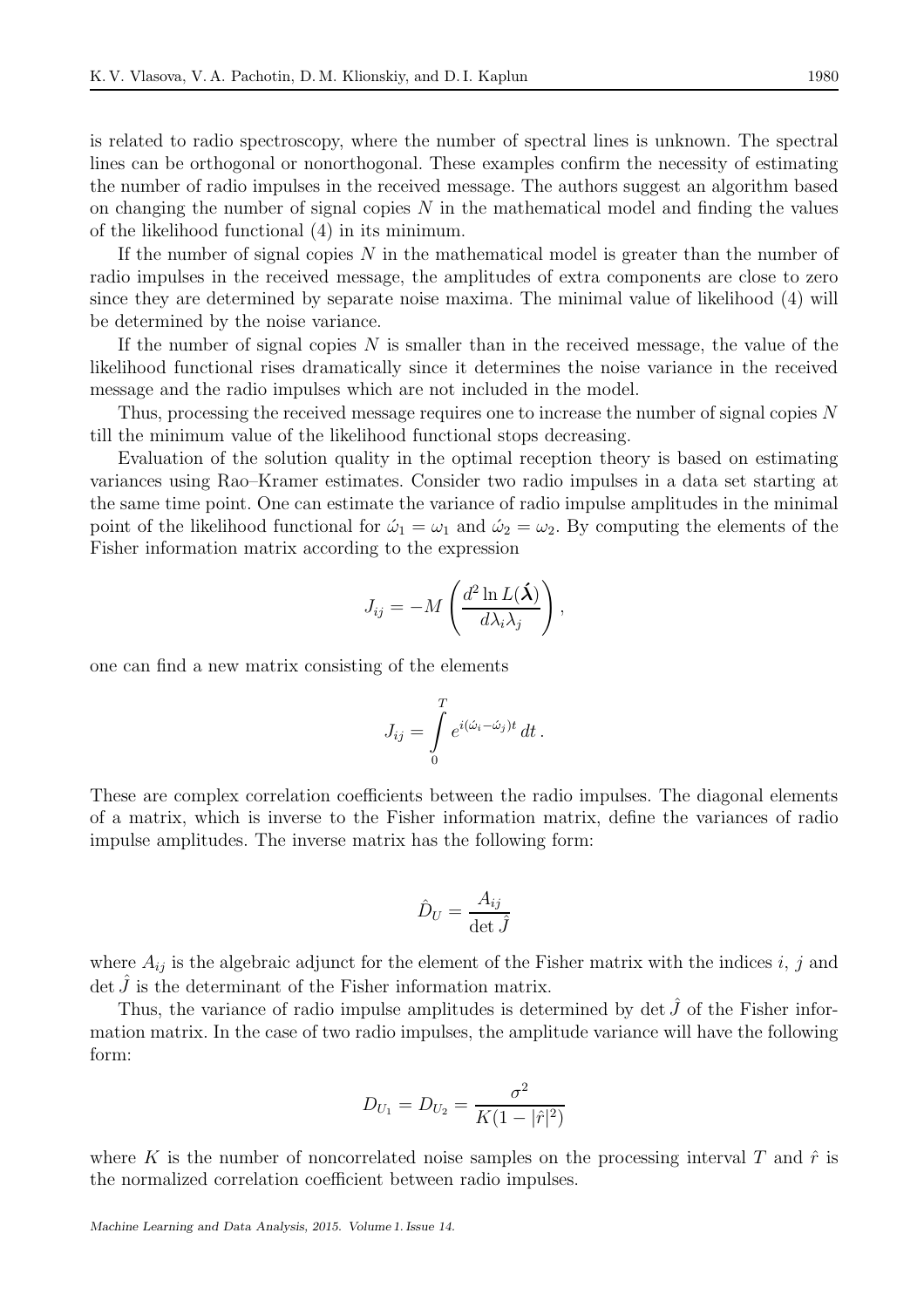is related to radio spectroscopy, where the number of spectral lines is unknown. The spectral lines can be orthogonal or nonorthogonal. These examples confirm the necessity of estimating the number of radio impulses in the received message. The authors suggest an algorithm based on changing the number of signal copies $N$ in the mathematical model and finding the values of the likelihood functional (4) in its minimum.

If the number of signal copies $N$ in the mathematical model is greater than the number of radio impulses in the received message, the amplitudes of extra components are close to zero since they are determined by separate noise maxima. The minimal value of likelihood (4) will be determined by the noise variance.

If the number of signal copies $N$ is smaller than in the received message, the value of the likelihood functional rises dramatically since it determines the noise variance in the received message and the radio impulses which are not included in the model.

Thus, processing the received message requires one to increase the number of signal copies $N$ till the minimum value of the likelihood functional stops decreasing.

Evaluation of the solution quality in the optimal reception theory is based on estimating variances using Rao–Kramer estimates. Consider two radio impulses in a data set starting at the same time point. One can estimate the variance of radio impulse amplitudes in the minimal point of the likelihood functional for $\acute{\omega}_1 = \omega_1$ and $\acute{\omega}_2 = \omega_2$. By computing the elements of the Fisher information matrix according to the expression

$$J_{ij} = -M\left(\frac{d^2 \ln L(\acute{\boldsymbol{\lambda}})}{d\lambda_i \lambda_j}\right),$$

one can find a new matrix consisting of the elements

$$J_{ij} = \int\limits_0^T e^{i(\acute{\omega}_i - \acute{\omega}_j)t}\, dt\,.$$

These are complex correlation coefficients between the radio impulses. The diagonal elements of a matrix, which is inverse to the Fisher information matrix, define the variances of radio impulse amplitudes. The inverse matrix has the following form:

$$\hat{D}_U = \frac{A_{ij}}{\det \hat{J}}$$

where $A_{ij}$ is the algebraic adjunct for the element of the Fisher matrix with the indices $i$, $j$ and $\det \hat{J}$ is the determinant of the Fisher information matrix.

Thus, the variance of radio impulse amplitudes is determined by $\det \hat{J}$ of the Fisher information matrix. In the case of two radio impulses, the amplitude variance will have the following form:

$$D_{U_1} = D_{U_2} = \frac{\sigma^2}{K(1 - |\hat{r}|^2)}$$

where $K$ is the number of noncorrelated noise samples on the processing interval $T$ and $\hat{r}$ is the normalized correlation coefficient between radio impulses.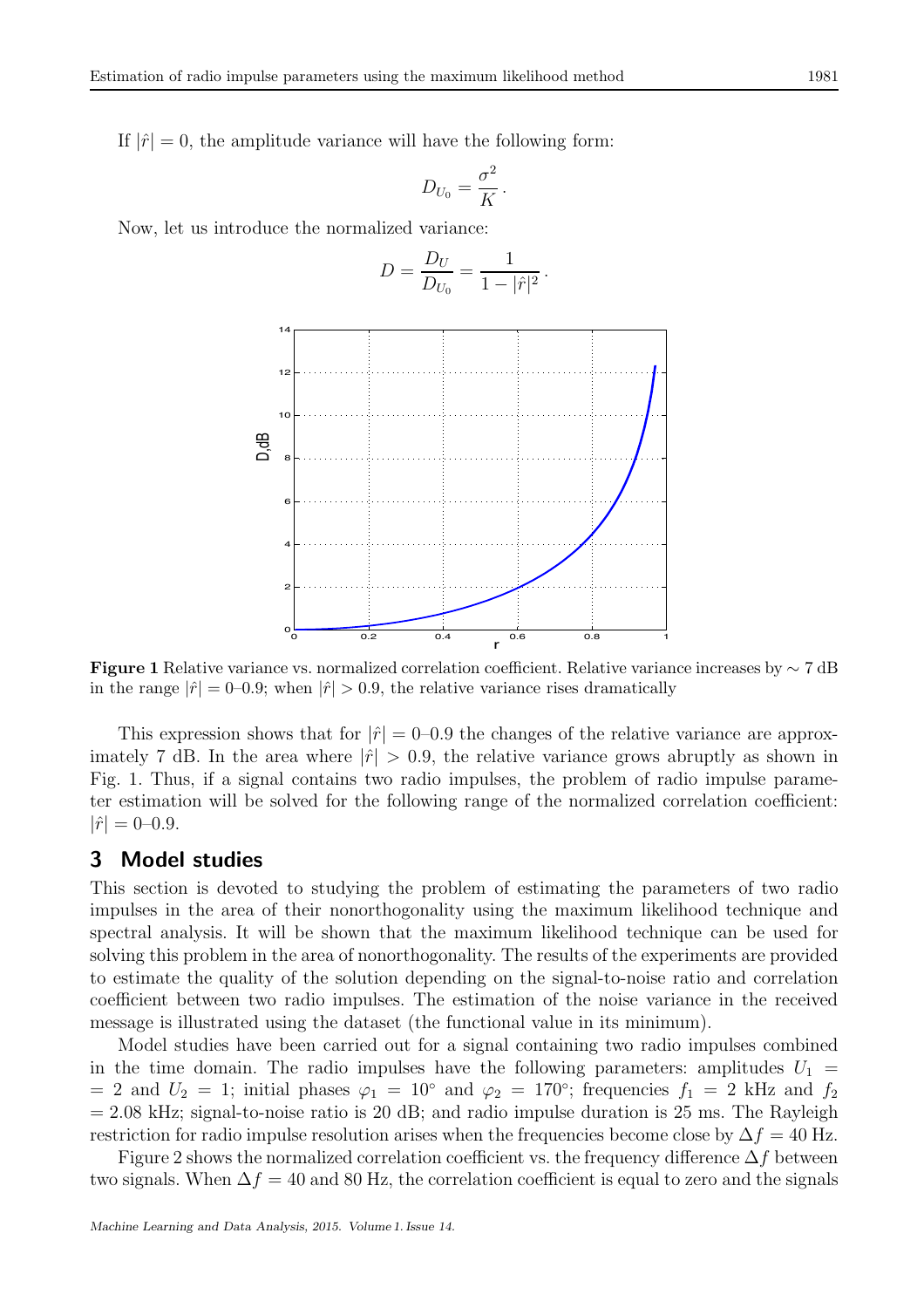If $|\hat{r}| = 0$, the amplitude variance will have the following form:

$$D_{U_0} = \frac{\sigma^2}{K}.$$

Now, let us introduce the normalized variance:

$$D = \frac{D_U}{D_{U_0}} = \frac{1}{1 - |\hat{r}|^2}.$$

**Figure 1** Relative variance vs. normalized correlation coefficient. Relative variance increases by $\sim 7$ dB in the range $|\hat{r}| = 0$–$0.9$; when $|\hat{r}| > 0.9$, the relative variance rises dramatically

This expression shows that for $|\hat{r}| = 0$–$0.9$ the changes of the relative variance are approximately 7 dB. In the area where $|\hat{r}| > 0.9$, the relative variance grows abruptly as shown in Fig. 1. Thus, if a signal contains two radio impulses, the problem of radio impulse parameter estimation will be solved for the following range of the normalized correlation coefficient: $|\hat{r}| = 0$–$0.9$.

## 3 Model studies

This section is devoted to studying the problem of estimating the parameters of two radio impulses in the area of their nonorthogonality using the maximum likelihood technique and spectral analysis. It will be shown that the maximum likelihood technique can be used for solving this problem in the area of nonorthogonality. The results of the experiments are provided to estimate the quality of the solution depending on the signal-to-noise ratio and correlation coefficient between two radio impulses. The estimation of the noise variance in the received message is illustrated using the dataset (the functional value in its minimum).

Model studies have been carried out for a signal containing two radio impulses combined in the time domain. The radio impulses have the following parameters: amplitudes $U_1 = 2$ and $U_2 = 1$; initial phases $\varphi_1 = 10^\circ$ and $\varphi_2 = 170^\circ$; frequencies $f_1 = 2$ kHz and $f_2 = 2.08$ kHz; signal-to-noise ratio is 20 dB; and radio impulse duration is 25 ms. The Rayleigh restriction for radio impulse resolution arises when the frequencies become close by $\Delta f = 40$ Hz.

Figure 2 shows the normalized correlation coefficient vs. the frequency difference $\Delta f$ between two signals. When $\Delta f = 40$ and 80 Hz, the correlation coefficient is equal to zero and the signals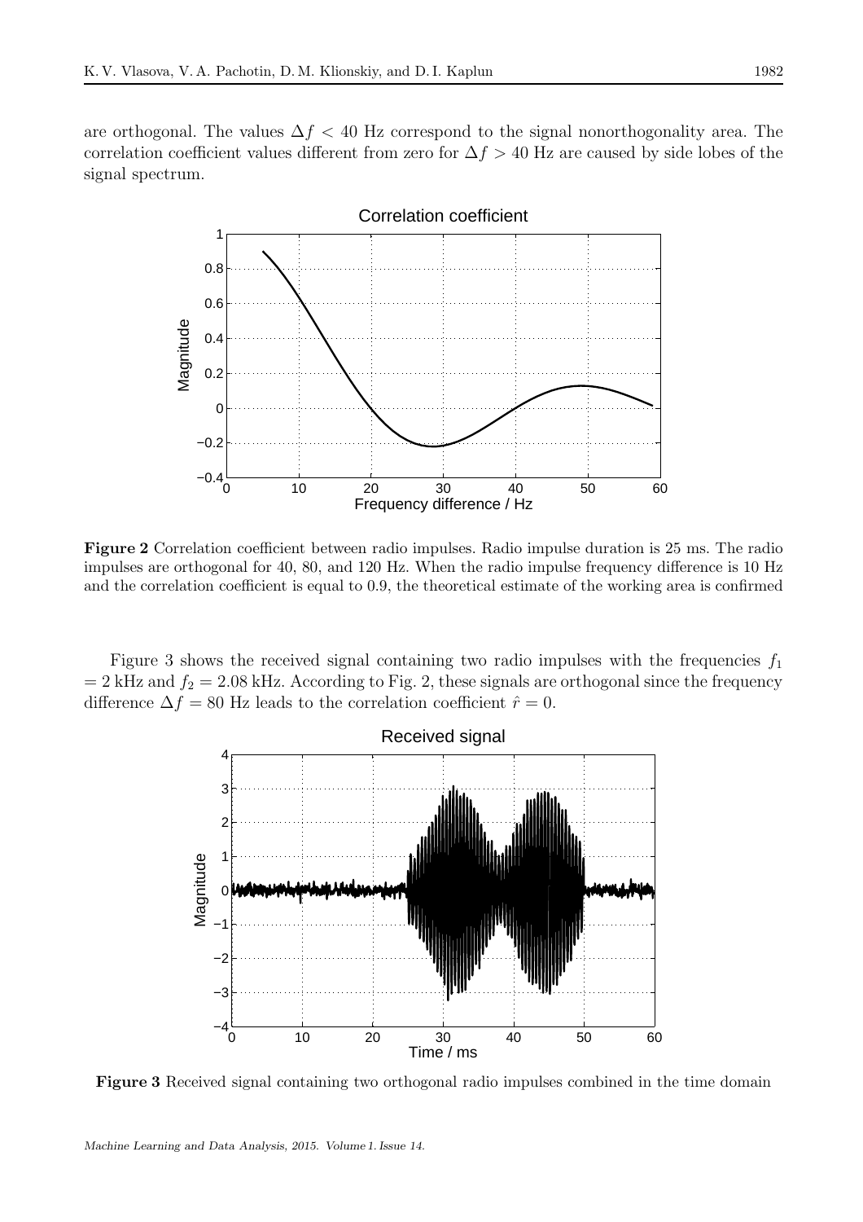are orthogonal. The values $\Delta f < 40$ Hz correspond to the signal nonorthogonality area. The correlation coefficient values different from zero for $\Delta f > 40$ Hz are caused by side lobes of the signal spectrum.

**Figure 2** Correlation coefficient between radio impulses. Radio impulse duration is 25 ms. The radio impulses are orthogonal for 40, 80, and 120 Hz. When the radio impulse frequency difference is 10 Hz and the correlation coefficient is equal to 0.9, the theoretical estimate of the working area is confirmed

Figure 3 shows the received signal containing two radio impulses with the frequencies $f_1 = 2$ kHz and $f_2 = 2.08$ kHz. According to Fig. 2, these signals are orthogonal since the frequency difference $\Delta f = 80$ Hz leads to the correlation coefficient $\hat{r} = 0$.

**Figure 3** Received signal containing two orthogonal radio impulses combined in the time domain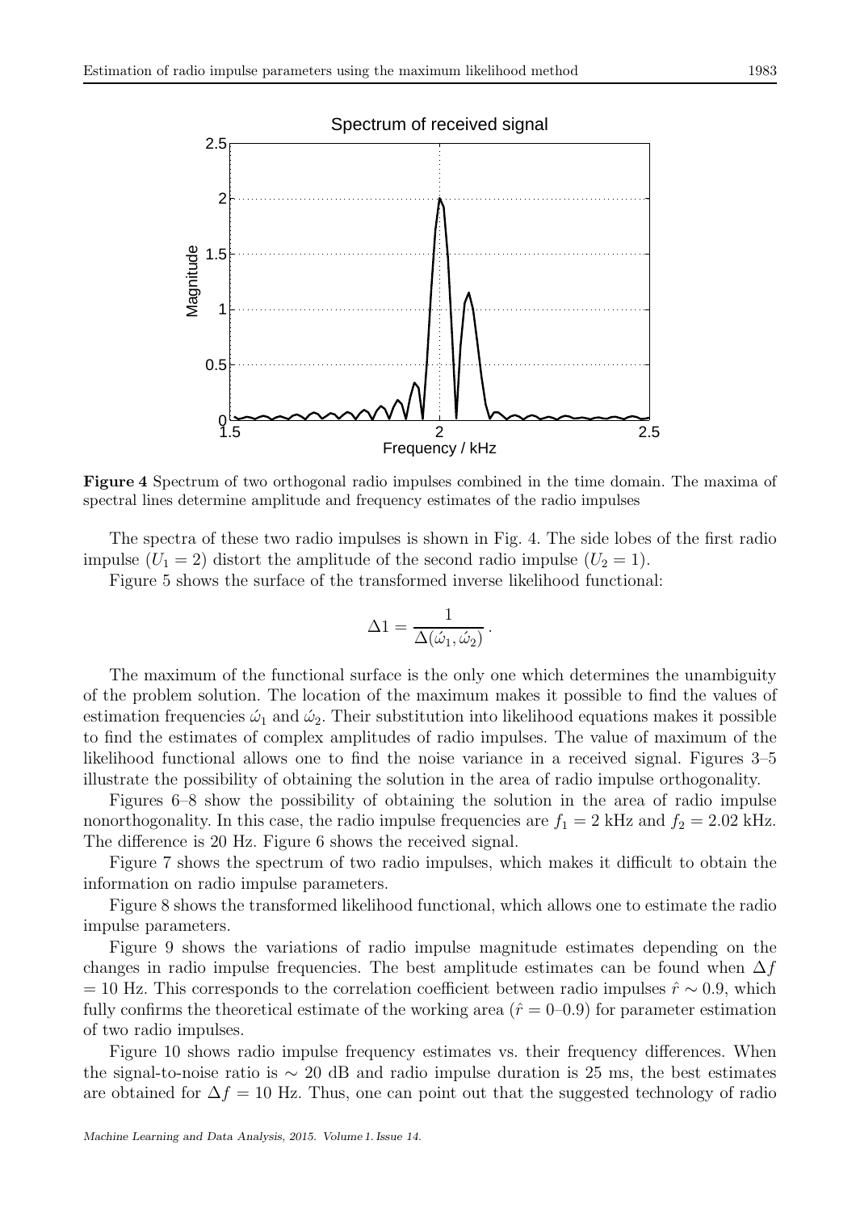**Figure 4** Spectrum of two orthogonal radio impulses combined in the time domain. The maxima of spectral lines determine amplitude and frequency estimates of the radio impulses

The spectra of these two radio impulses is shown in Fig. 4. The side lobes of the first radio impulse ($U_1 = 2$) distort the amplitude of the second radio impulse ($U_2 = 1$).

Figure 5 shows the surface of the transformed inverse likelihood functional:

$$\Delta 1 = \frac{1}{\Delta(\acute{\omega}_1, \acute{\omega}_2)} \, .$$

The maximum of the functional surface is the only one which determines the unambiguity of the problem solution. The location of the maximum makes it possible to find the values of estimation frequencies $\acute{\omega}_1$ and $\acute{\omega}_2$. Their substitution into likelihood equations makes it possible to find the estimates of complex amplitudes of radio impulses. The value of maximum of the likelihood functional allows one to find the noise variance in a received signal. Figures 3–5 illustrate the possibility of obtaining the solution in the area of radio impulse orthogonality.

Figures 6–8 show the possibility of obtaining the solution in the area of radio impulse nonorthogonality. In this case, the radio impulse frequencies are $f_1 = 2$ kHz and $f_2 = 2.02$ kHz. The difference is 20 Hz. Figure 6 shows the received signal.

Figure 7 shows the spectrum of two radio impulses, which makes it difficult to obtain the information on radio impulse parameters.

Figure 8 shows the transformed likelihood functional, which allows one to estimate the radio impulse parameters.

Figure 9 shows the variations of radio impulse magnitude estimates depending on the changes in radio impulse frequencies. The best amplitude estimates can be found when $\Delta f = 10$ Hz. This corresponds to the correlation coefficient between radio impulses $\hat{r} \sim 0.9$, which fully confirms the theoretical estimate of the working area ($\hat{r} = 0$–$0.9$) for parameter estimation of two radio impulses.

Figure 10 shows radio impulse frequency estimates vs. their frequency differences. When the signal-to-noise ratio is $\sim 20$ dB and radio impulse duration is 25 ms, the best estimates are obtained for $\Delta f = 10$ Hz. Thus, one can point out that the suggested technology of radio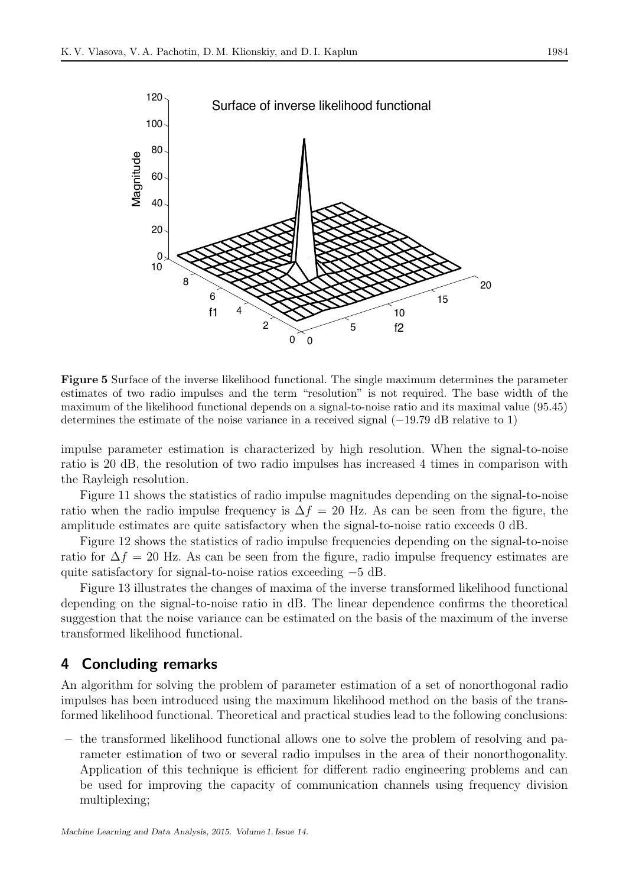**Figure 5** Surface of the inverse likelihood functional. The single maximum determines the parameter estimates of two radio impulses and the term "resolution" is not required. The base width of the maximum of the likelihood functional depends on a signal-to-noise ratio and its maximal value (95.45) determines the estimate of the noise variance in a received signal ($-19.79$ dB relative to 1)

impulse parameter estimation is characterized by high resolution. When the signal-to-noise ratio is 20 dB, the resolution of two radio impulses has increased 4 times in comparison with the Rayleigh resolution.

Figure 11 shows the statistics of radio impulse magnitudes depending on the signal-to-noise ratio when the radio impulse frequency is $\Delta f = 20$ Hz. As can be seen from the figure, the amplitude estimates are quite satisfactory when the signal-to-noise ratio exceeds 0 dB.

Figure 12 shows the statistics of radio impulse frequencies depending on the signal-to-noise ratio for $\Delta f = 20$ Hz. As can be seen from the figure, radio impulse frequency estimates are quite satisfactory for signal-to-noise ratios exceeding $-5$ dB.

Figure 13 illustrates the changes of maxima of the inverse transformed likelihood functional depending on the signal-to-noise ratio in dB. The linear dependence confirms the theoretical suggestion that the noise variance can be estimated on the basis of the maximum of the inverse transformed likelihood functional.

## 4 Concluding remarks

An algorithm for solving the problem of parameter estimation of a set of nonorthogonal radio impulses has been introduced using the maximum likelihood method on the basis of the transformed likelihood functional. Theoretical and practical studies lead to the following conclusions:

– the transformed likelihood functional allows one to solve the problem of resolving and parameter estimation of two or several radio impulses in the area of their nonorthogonality. Application of this technique is efficient for different radio engineering problems and can be used for improving the capacity of communication channels using frequency division multiplexing;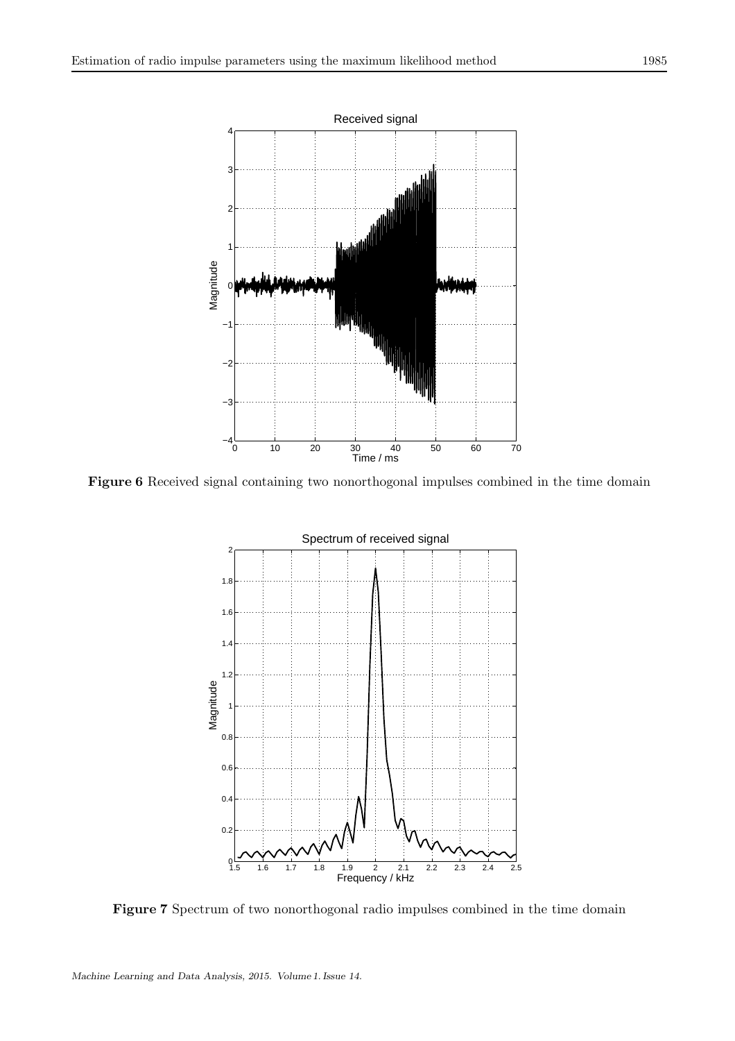**Figure 6** Received signal containing two nonorthogonal impulses combined in the time domain

**Figure 7** Spectrum of two nonorthogonal radio impulses combined in the time domain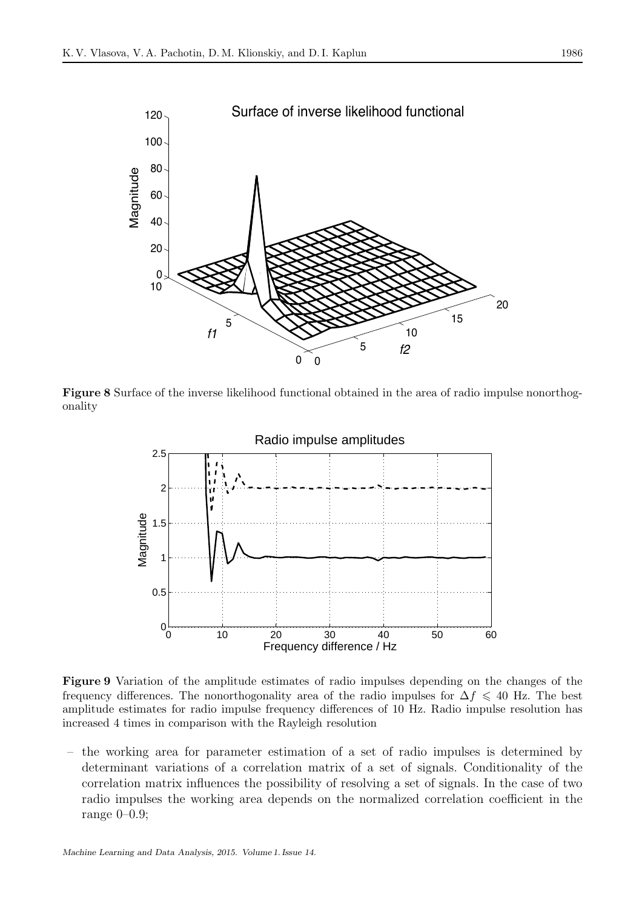**Figure 8** Surface of the inverse likelihood functional obtained in the area of radio impulse nonorthogonality

**Figure 9** Variation of the amplitude estimates of radio impulses depending on the changes of the frequency differences. The nonorthogonality area of the radio impulses for $\Delta f \leqslant 40$ Hz. The best amplitude estimates for radio impulse frequency differences of 10 Hz. Radio impulse resolution has increased 4 times in comparison with the Rayleigh resolution

– the working area for parameter estimation of a set of radio impulses is determined by determinant variations of a correlation matrix of a set of signals. Conditionality of the correlation matrix influences the possibility of resolving a set of signals. In the case of two radio impulses the working area depends on the normalized correlation coefficient in the range 0–0.9;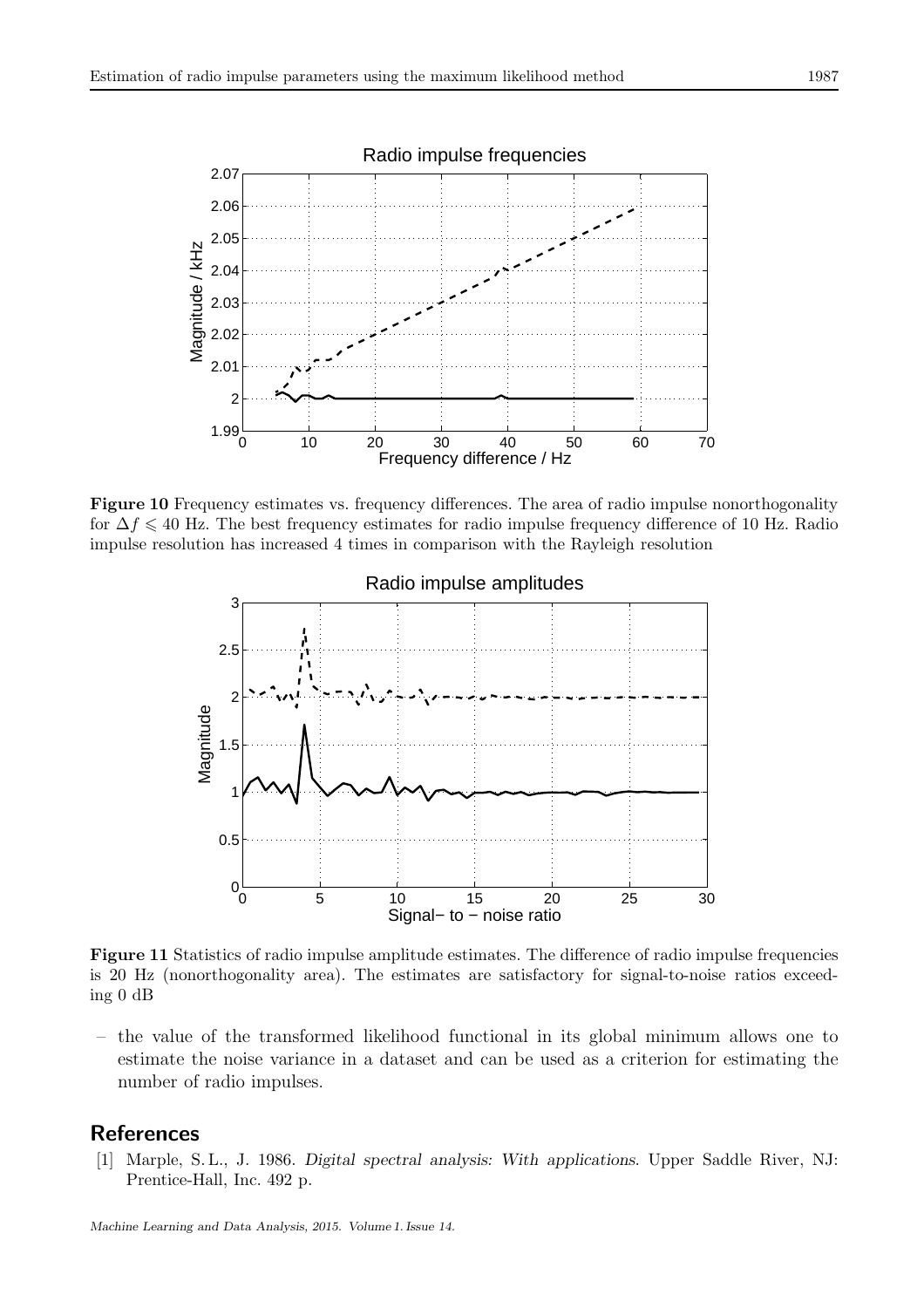**Figure 10** Frequency estimates vs. frequency differences. The area of radio impulse nonorthogonality for $\Delta f \leqslant 40$ Hz. The best frequency estimates for radio impulse frequency difference of 10 Hz. Radio impulse resolution has increased 4 times in comparison with the Rayleigh resolution

**Figure 11** Statistics of radio impulse amplitude estimates. The difference of radio impulse frequencies is 20 Hz (nonorthogonality area). The estimates are satisfactory for signal-to-noise ratios exceeding 0 dB

– the value of the transformed likelihood functional in its global minimum allows one to estimate the noise variance in a dataset and can be used as a criterion for estimating the number of radio impulses.

## References

[1] Marple, S. L., J. 1986. *Digital spectral analysis: With applications*. Upper Saddle River, NJ: Prentice-Hall, Inc. 492 p.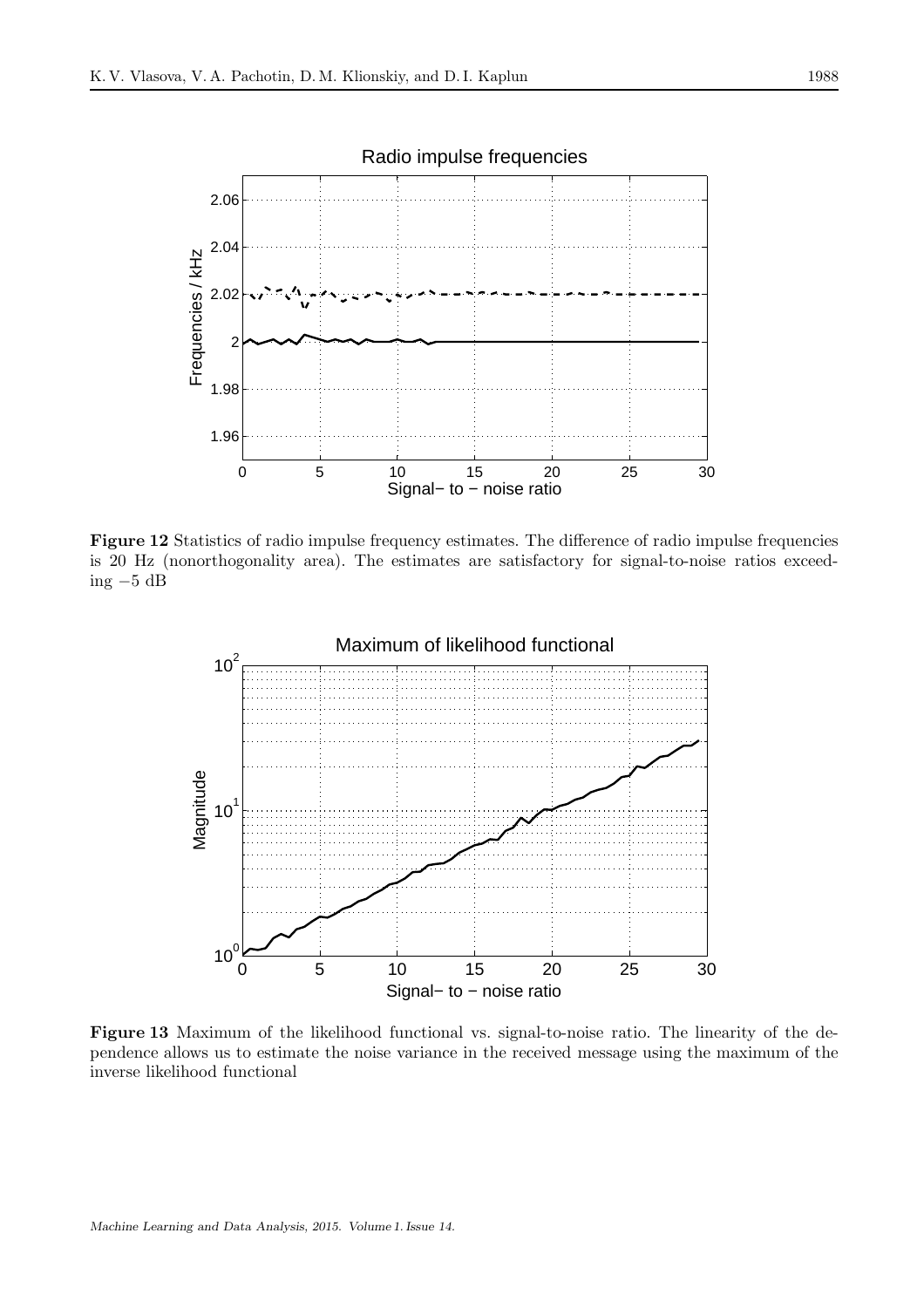**Figure 12** Statistics of radio impulse frequency estimates. The difference of radio impulse frequencies is 20 Hz (nonorthogonality area). The estimates are satisfactory for signal-to-noise ratios exceeding −5 dB

**Figure 13** Maximum of the likelihood functional vs. signal-to-noise ratio. The linearity of the dependence allows us to estimate the noise variance in the received message using the maximum of the inverse likelihood functional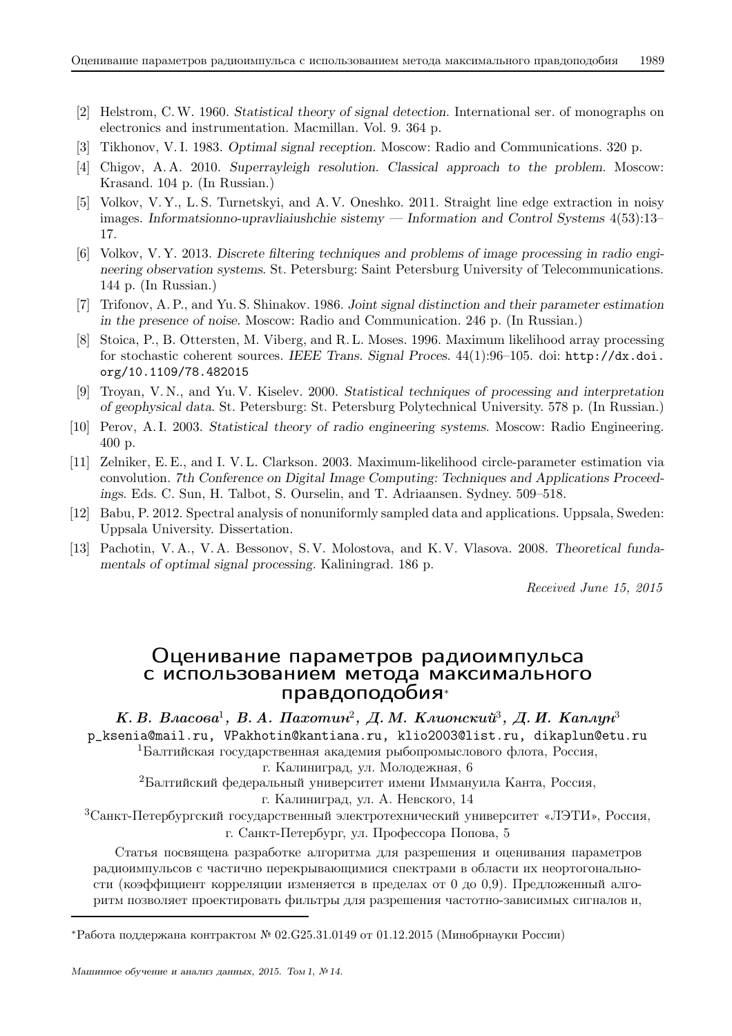[2] Helstrom, C. W. 1960. *Statistical theory of signal detection*. International ser. of monographs on electronics and instrumentation. Macmillan. Vol. 9. 364 p.

[3] Tikhonov, V. I. 1983. *Optimal signal reception*. Moscow: Radio and Communications. 320 p.

[4] Chigov, A. A. 2010. *Superrayleigh resolution. Classical approach to the problem*. Moscow: Krasand. 104 p. (In Russian.)

[5] Volkov, V. Y., L. S. Turnetskyi, and A. V. Oneshko. 2011. Straight line edge extraction in noisy images. *Informatsionno-upravliaiushchie sistemy — Information and Control Systems* 4(53):13–17.

[6] Volkov, V. Y. 2013. *Discrete filtering techniques and problems of image processing in radio engineering observation systems*. St. Petersburg: Saint Petersburg University of Telecommunications. 144 p. (In Russian.)

[7] Trifonov, A. P., and Yu. S. Shinakov. 1986. *Joint signal distinction and their parameter estimation in the presence of noise*. Moscow: Radio and Communication. 246 p. (In Russian.)

[8] Stoica, P., B. Ottersten, M. Viberg, and R. L. Moses. 1996. Maximum likelihood array processing for stochastic coherent sources. *IEEE Trans. Signal Proces.* 44(1):96–105. doi: http://dx.doi.org/10.1109/78.482015

[9] Troyan, V. N., and Yu. V. Kiselev. 2000. *Statistical techniques of processing and interpretation of geophysical data*. St. Petersburg: St. Petersburg Polytechnical University. 578 p. (In Russian.)

[10] Perov, A. I. 2003. *Statistical theory of radio engineering systems*. Moscow: Radio Engineering. 400 p.

[11] Zelniker, E. E., and I. V. L. Clarkson. 2003. Maximum-likelihood circle-parameter estimation via convolution. *7th Conference on Digital Image Computing: Techniques and Applications Proceedings*. Eds. C. Sun, H. Talbot, S. Ourselin, and T. Adriaansen. Sydney. 509–518.

[12] Babu, P. 2012. Spectral analysis of nonuniformly sampled data and applications. Uppsala, Sweden: Uppsala University. Dissertation.

[13] Pachotin, V. A., V. A. Bessonov, S. V. Molostova, and K. V. Vlasova. 2008. *Theoretical fundamentals of optimal signal processing*. Kaliningrad. 186 p.

*Received June 15, 2015*

# Оценивание параметров радиоимпульса с использованием метода максимального правдоподобия*

***К. В. Власова***[1]***, В. А. Пахотин***[2]***, Д. М. Клионский***[3]***, Д. И. Каплун***[3]

p_ksenia@mail.ru, VPakhotin@kantiana.ru, klio2003@list.ru, dikaplun@etu.ru

[1]Балтийская государственная академия рыбопромыслового флота, Россия, г. Калининград, ул. Молодежная, 6

[2]Балтийский федеральный университет имени Иммануила Канта, Россия, г. Калининград, ул. А. Невского, 14

[3]Санкт-Петербургский государственный электротехнический университет «ЛЭТИ», Россия, г. Санкт-Петербург, ул. Профессора Попова, 5

Статья посвящена разработке алгоритма для разрешения и оценивания параметров радиоимпульсов с частично перекрывающимися спектрами в области их неортогональности (коэффициент корреляции изменяется в пределах от 0 до 0,9). Предложенный алгоритм позволяет проектировать фильтры для разрешения частотно-зависимых сигналов и,

---

*Работа поддержана контрактом № 02.G25.31.0149 от 01.12.2015 (Минобрнауки России)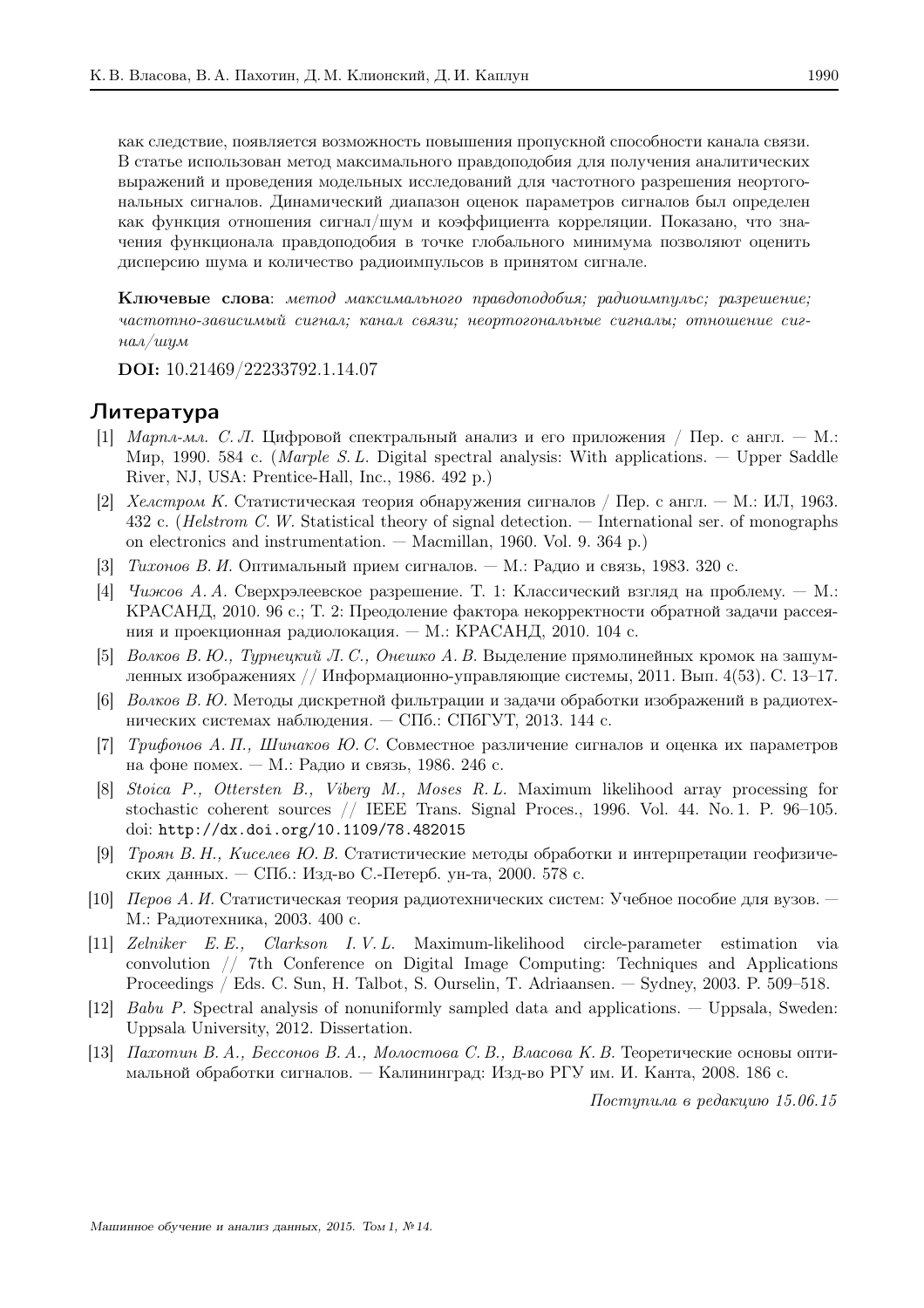как следствие, появляется возможность повышения пропускной способности канала связи. В статье использован метод максимального правдоподобия для получения аналитических выражений и проведения модельных исследований для частотного разрешения неортогональных сигналов. Динамический диапазон оценок параметров сигналов был определен как функция отношения сигнал/шум и коэффициента корреляции. Показано, что значения функционала правдоподобия в точке глобального минимума позволяют оценить дисперсию шума и количество радиоимпульсов в принятом сигнале.

**Ключевые слова**: *метод максимального правдоподобия; радиоимпульс; разрешение; частотно-зависимый сигнал; канал связи; неортогональные сигналы; отношение сигнал/шум*

**DOI:** 10.21469/22233792.1.14.07

## Литература

[1] *Марпл-мл. С. Л.* Цифровой спектральный анализ и его приложения / Пер. с англ. — М.: Мир, 1990. 584 с. (*Marple S. L.* Digital spectral analysis: With applications. — Upper Saddle River, NJ, USA: Prentice-Hall, Inc., 1986. 492 p.)

[2] *Хелстром К.* Статистическая теория обнаружения сигналов / Пер. с англ. — М.: ИЛ, 1963. 432 с. (*Helstrom C. W.* Statistical theory of signal detection. — International ser. of monographs on electronics and instrumentation. — Macmillan, 1960. Vol. 9. 364 p.)

[3] *Тихонов В. И.* Оптимальный прием сигналов. — М.: Радио и связь, 1983. 320 с.

[4] *Чижов А. А.* Сверхрэлеевское разрешение. Т. 1: Классический взгляд на проблему. — М.: КРАСАНД, 2010. 96 с.; Т. 2: Преодоление фактора некорректности обратной задачи рассеяния и проекционная радиолокация. — М.: КРАСАНД, 2010. 104 с.

[5] *Волков В. Ю., Турнецкий Л. С., Онешко А. В.* Выделение прямолинейных кромок на зашумленных изображениях // Информационно-управляющие системы, 2011. Вып. 4(53). С. 13–17.

[6] *Волков В. Ю.* Методы дискретной фильтрации и задачи обработки изображений в радиотехнических системах наблюдения. — СПб.: СПбГУТ, 2013. 144 с.

[7] *Трифонов А. П., Шинаков Ю. С.* Совместное различение сигналов и оценка их параметров на фоне помех. — М.: Радио и связь, 1986. 246 с.

[8] *Stoica P., Ottersten B., Viberg M., Moses R. L.* Maximum likelihood array processing for stochastic coherent sources // IEEE Trans. Signal Proces., 1996. Vol. 44. No. 1. P. 96–105. doi: http://dx.doi.org/10.1109/78.482015

[9] *Троян В. Н., Киселев Ю. В.* Статистические методы обработки и интерпретации геофизических данных. — СПб.: Изд-во С.-Петерб. ун-та, 2000. 578 с.

[10] *Перов А. И.* Статистическая теория радиотехнических систем: Учебное пособие для вузов. — М.: Радиотехника, 2003. 400 с.

[11] *Zelniker E. E., Clarkson I. V. L.* Maximum-likelihood circle-parameter estimation via convolution // 7th Conference on Digital Image Computing: Techniques and Applications Proceedings / Eds. C. Sun, H. Talbot, S. Ourselin, T. Adriaansen. — Sydney, 2003. P. 509–518.

[12] *Babu P.* Spectral analysis of nonuniformly sampled data and applications. — Uppsala, Sweden: Uppsala University, 2012. Dissertation.

[13] *Пахотин В. А., Бессонов В. А., Молостова С. В., Власова К. В.* Теоретические основы оптимальной обработки сигналов. — Калининград: Изд-во РГУ им. И. Канта, 2008. 186 с.

*Поступила в редакцию 15.06.15*